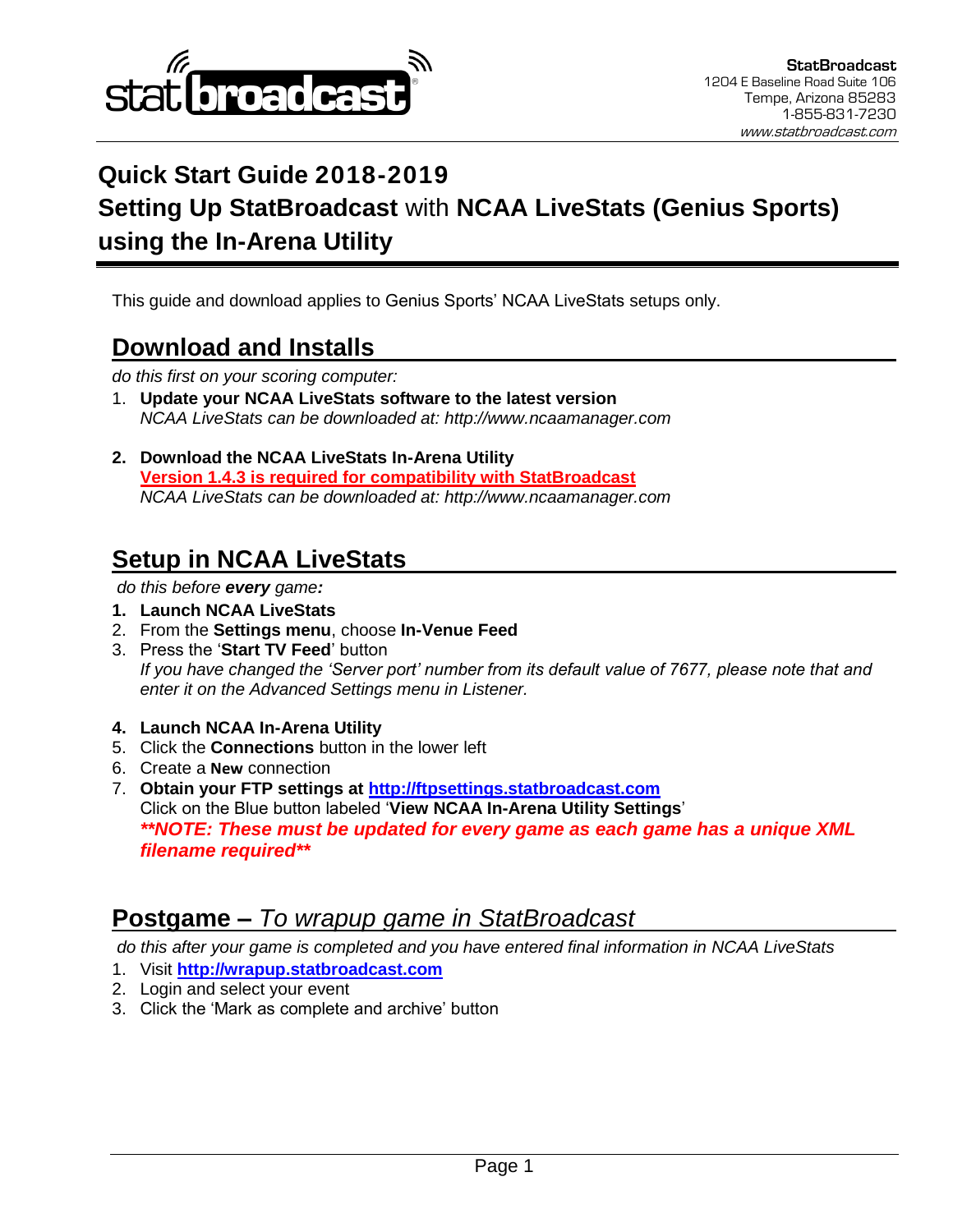**StatBroadcast**
1204 E Baseline Road Suite 106
Tempe, Arizona 85283
1-855-831-7230
*www.statbroadcast.com*

# Quick Start Guide 2018-2019
# Setting Up StatBroadcast with NCAA LiveStats (Genius Sports) using the In-Arena Utility

This guide and download applies to Genius Sports' NCAA LiveStats setups only.

## Download and Installs

*do this first on your scoring computer:*

1. **Update your NCAA LiveStats software to the latest version**
   *NCAA LiveStats can be downloaded at: http://www.ncaamanager.com*

2. **Download the NCAA LiveStats In-Arena Utility**
   **Version 1.4.3 is required for compatibility with StatBroadcast**
   *NCAA LiveStats can be downloaded at: http://www.ncaamanager.com*

## Setup in NCAA LiveStats

*do this before **every** game:*

1. **Launch NCAA LiveStats**
2. From the **Settings menu**, choose **In-Venue Feed**
3. Press the '**Start TV Feed**' button
   *If you have changed the 'Server port' number from its default value of 7677, please note that and enter it on the Advanced Settings menu in Listener.*

4. **Launch NCAA In-Arena Utility**
5. Click the **Connections** button in the lower left
6. Create a **New** connection
7. **Obtain your FTP settings at [http://ftpsettings.statbroadcast.com](http://ftpsettings.statbroadcast.com)**
   Click on the Blue button labeled '**View NCAA In-Arena Utility Settings**'
   ***\*\*NOTE: These must be updated for every game as each game has a unique XML filename required\*\****

## Postgame – *To wrapup game in StatBroadcast*

*do this after your game is completed and you have entered final information in NCAA LiveStats*

1. Visit **[http://wrapup.statbroadcast.com](http://wrapup.statbroadcast.com)**
2. Login and select your event
3. Click the 'Mark as complete and archive' button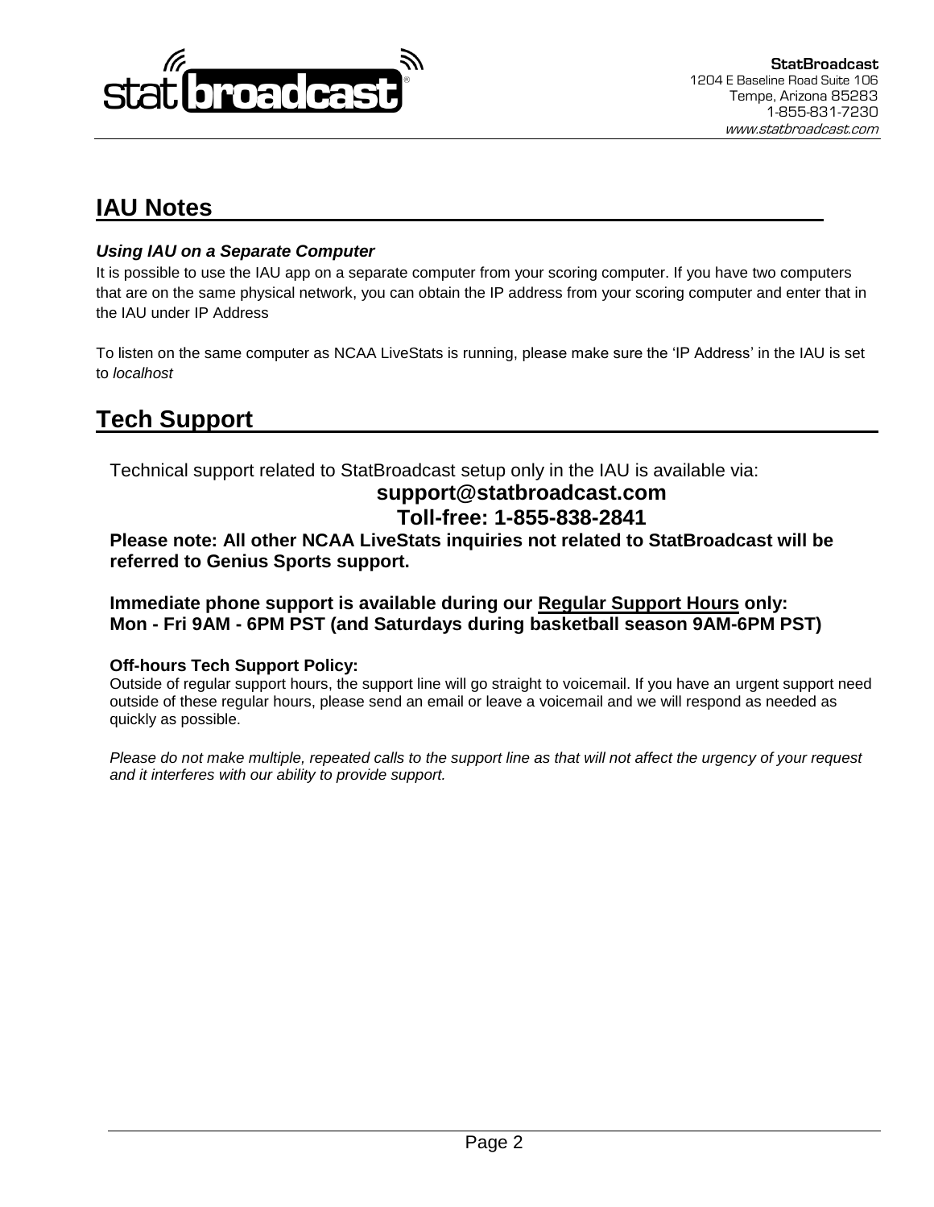## IAU Notes

### *Using IAU on a Separate Computer*

It is possible to use the IAU app on a separate computer from your scoring computer. If you have two computers that are on the same physical network, you can obtain the IP address from your scoring computer and enter that in the IAU under IP Address

To listen on the same computer as NCAA LiveStats is running, please make sure the 'IP Address' in the IAU is set to *localhost*

## Tech Support

Technical support related to StatBroadcast setup only in the IAU is available via:

**support@statbroadcast.com**

**Toll-free: 1-855-838-2841**

**Please note: All other NCAA LiveStats inquiries not related to StatBroadcast will be referred to Genius Sports support.**

**Immediate phone support is available during our Regular Support Hours only:**
**Mon - Fri 9AM - 6PM PST (and Saturdays during basketball season 9AM-6PM PST)**

**Off-hours Tech Support Policy:**

Outside of regular support hours, the support line will go straight to voicemail. If you have an urgent support need outside of these regular hours, please send an email or leave a voicemail and we will respond as needed as quickly as possible.

*Please do not make multiple, repeated calls to the support line as that will not affect the urgency of your request and it interferes with our ability to provide support.*